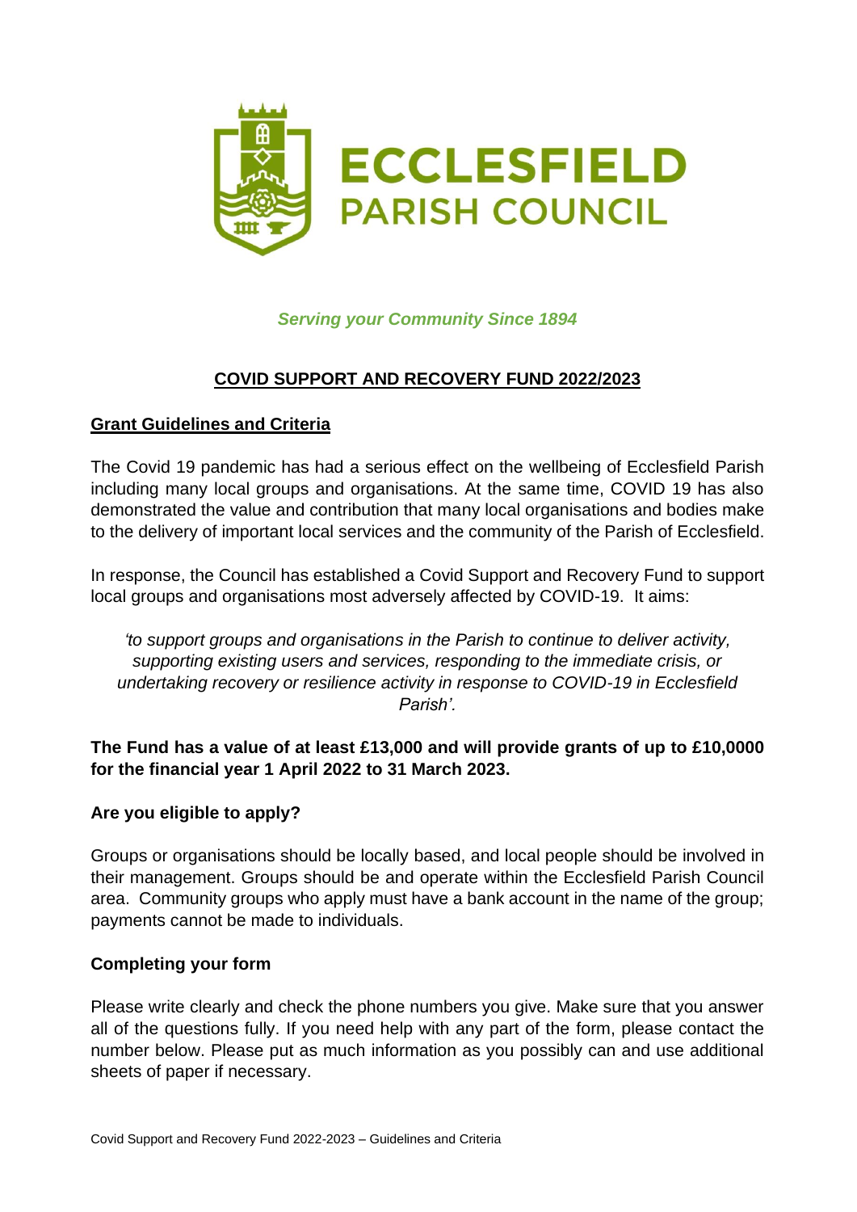# ECCLESFIELD PARISH COUNCIL

*Serving your Community Since 1894*

## COVID SUPPORT AND RECOVERY FUND 2022/2023

### Grant Guidelines and Criteria

The Covid 19 pandemic has had a serious effect on the wellbeing of Ecclesfield Parish including many local groups and organisations. At the same time, COVID 19 has also demonstrated the value and contribution that many local organisations and bodies make to the delivery of important local services and the community of the Parish of Ecclesfield.

In response, the Council has established a Covid Support and Recovery Fund to support local groups and organisations most adversely affected by COVID-19. It aims:

*'to support groups and organisations in the Parish to continue to deliver activity, supporting existing users and services, responding to the immediate crisis, or undertaking recovery or resilience activity in response to COVID-19 in Ecclesfield Parish'.*

**The Fund has a value of at least £13,000 and will provide grants of up to £10,0000 for the financial year 1 April 2022 to 31 March 2023.**

### Are you eligible to apply?

Groups or organisations should be locally based, and local people should be involved in their management. Groups should be and operate within the Ecclesfield Parish Council area. Community groups who apply must have a bank account in the name of the group; payments cannot be made to individuals.

### Completing your form

Please write clearly and check the phone numbers you give. Make sure that you answer all of the questions fully. If you need help with any part of the form, please contact the number below. Please put as much information as you possibly can and use additional sheets of paper if necessary.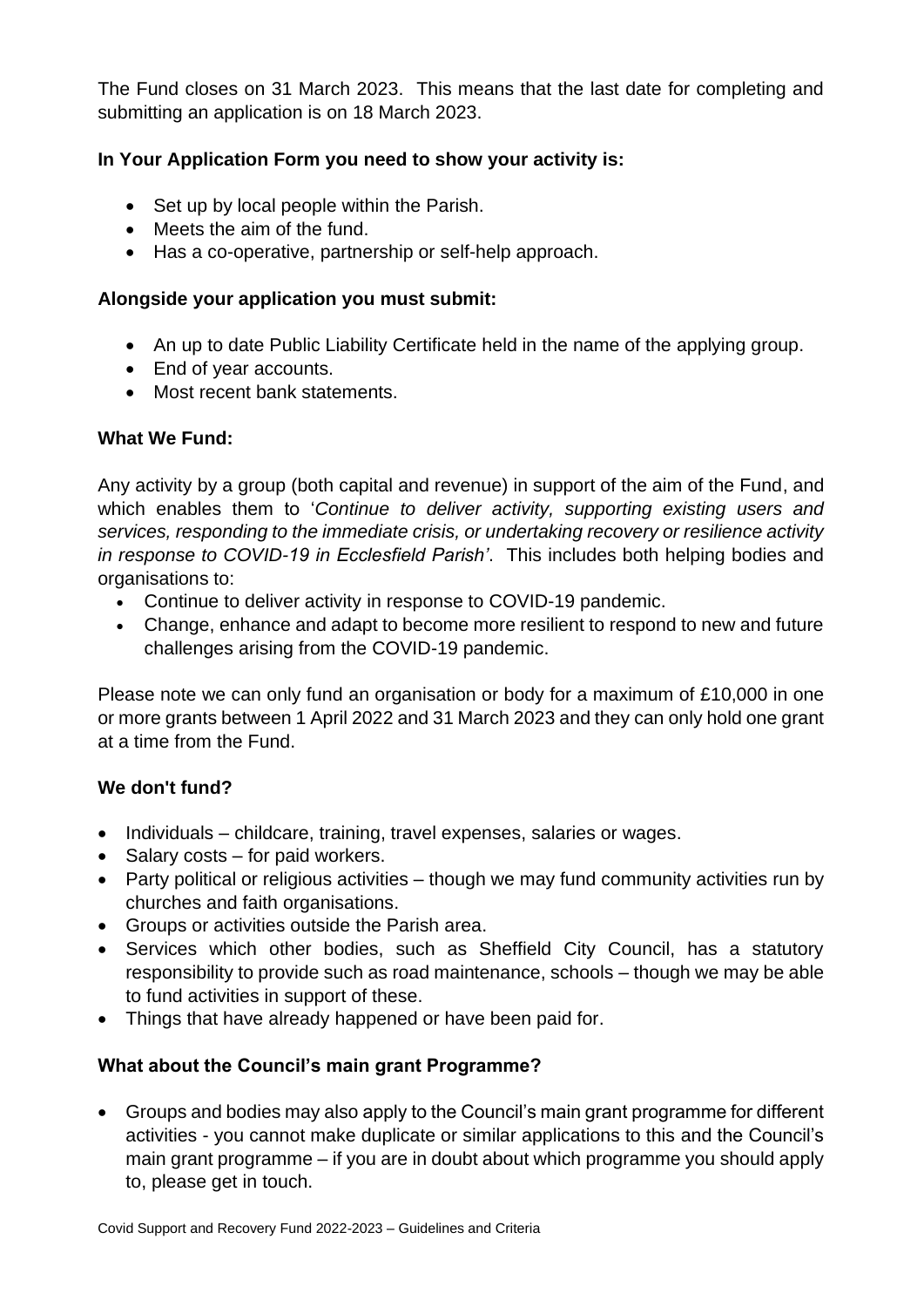The Fund closes on 31 March 2023. This means that the last date for completing and submitting an application is on 18 March 2023.

**In Your Application Form you need to show your activity is:**

- Set up by local people within the Parish.
- Meets the aim of the fund.
- Has a co-operative, partnership or self-help approach.

**Alongside your application you must submit:**

- An up to date Public Liability Certificate held in the name of the applying group.
- End of year accounts.
- Most recent bank statements.

**What We Fund:**

Any activity by a group (both capital and revenue) in support of the aim of the Fund, and which enables them to '*Continue to deliver activity, supporting existing users and services, responding to the immediate crisis, or undertaking recovery or resilience activity in response to COVID-19 in Ecclesfield Parish'*. This includes both helping bodies and organisations to:

- Continue to deliver activity in response to COVID-19 pandemic.
- Change, enhance and adapt to become more resilient to respond to new and future challenges arising from the COVID-19 pandemic.

Please note we can only fund an organisation or body for a maximum of £10,000 in one or more grants between 1 April 2022 and 31 March 2023 and they can only hold one grant at a time from the Fund.

**We don't fund?**

- Individuals – childcare, training, travel expenses, salaries or wages.
- Salary costs – for paid workers.
- Party political or religious activities – though we may fund community activities run by churches and faith organisations.
- Groups or activities outside the Parish area.
- Services which other bodies, such as Sheffield City Council, has a statutory responsibility to provide such as road maintenance, schools – though we may be able to fund activities in support of these.
- Things that have already happened or have been paid for.

**What about the Council's main grant Programme?**

- Groups and bodies may also apply to the Council's main grant programme for different activities - you cannot make duplicate or similar applications to this and the Council's main grant programme – if you are in doubt about which programme you should apply to, please get in touch.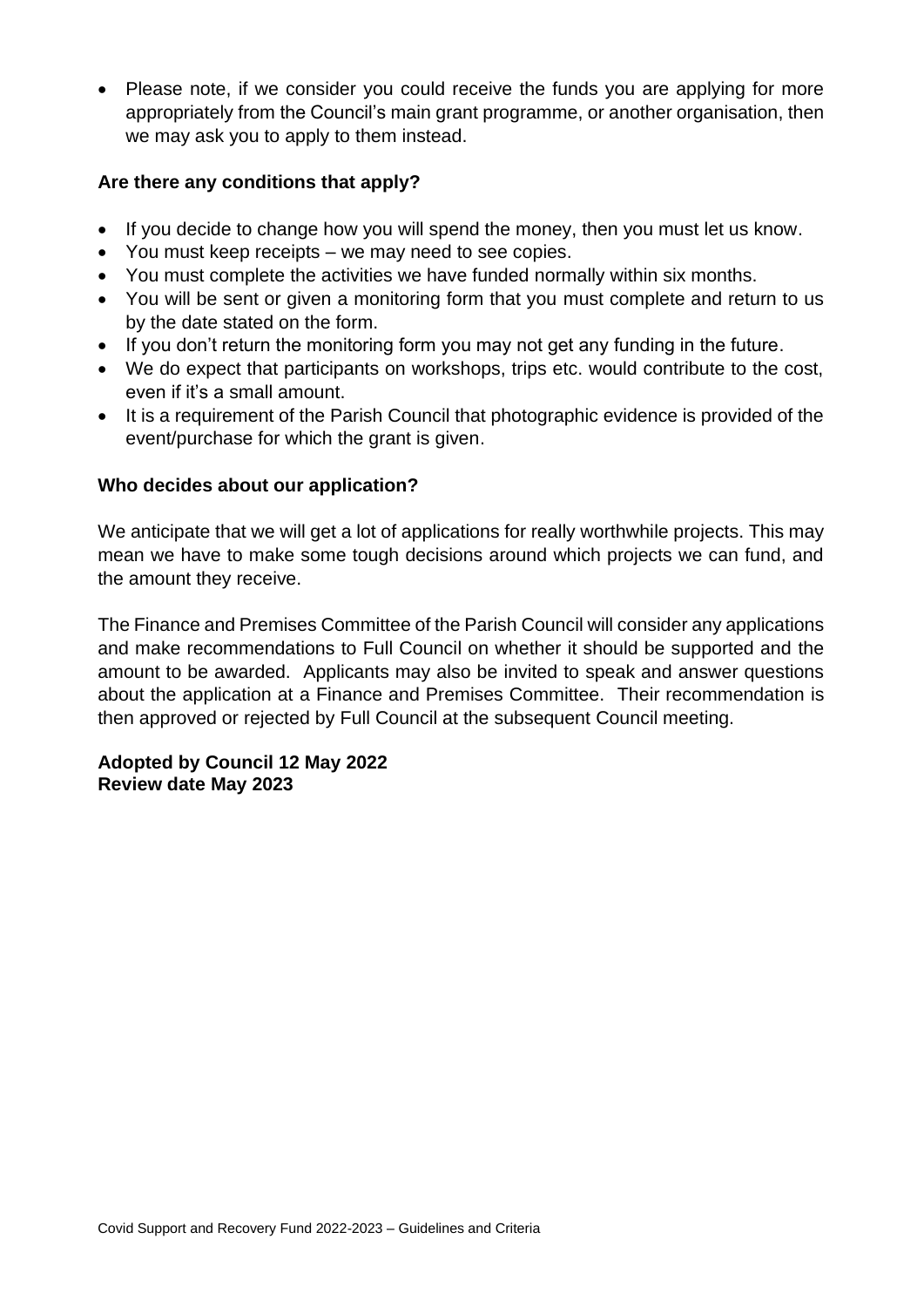- Please note, if we consider you could receive the funds you are applying for more appropriately from the Council's main grant programme, or another organisation, then we may ask you to apply to them instead.

**Are there any conditions that apply?**

- If you decide to change how you will spend the money, then you must let us know.
- You must keep receipts – we may need to see copies.
- You must complete the activities we have funded normally within six months.
- You will be sent or given a monitoring form that you must complete and return to us by the date stated on the form.
- If you don't return the monitoring form you may not get any funding in the future.
- We do expect that participants on workshops, trips etc. would contribute to the cost, even if it's a small amount.
- It is a requirement of the Parish Council that photographic evidence is provided of the event/purchase for which the grant is given.

**Who decides about our application?**

We anticipate that we will get a lot of applications for really worthwhile projects. This may mean we have to make some tough decisions around which projects we can fund, and the amount they receive.

The Finance and Premises Committee of the Parish Council will consider any applications and make recommendations to Full Council on whether it should be supported and the amount to be awarded. Applicants may also be invited to speak and answer questions about the application at a Finance and Premises Committee. Their recommendation is then approved or rejected by Full Council at the subsequent Council meeting.

**Adopted by Council 12 May 2022**
**Review date May 2023**